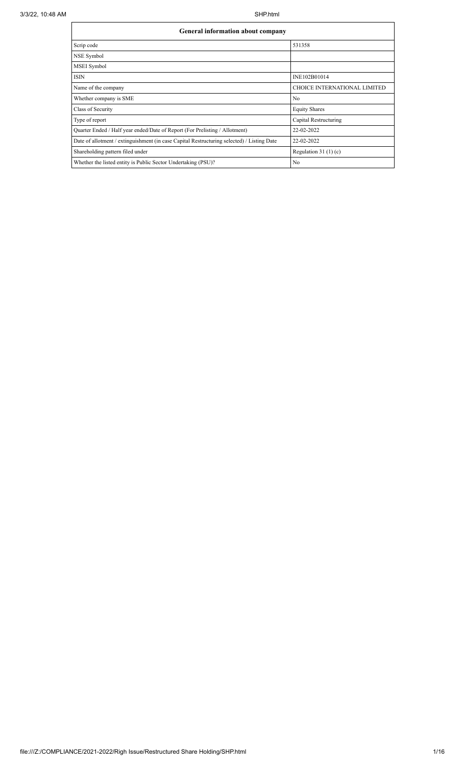| General information about company | |
|---|---|
| Scrip code | 531358 |
| NSE Symbol | |
| MSEI Symbol | |
| ISIN | INE102B01014 |
| Name of the company | CHOICE INTERNATIONAL LIMITED |
| Whether company is SME | No |
| Class of Security | Equity Shares |
| Type of report | Capital Restructuring |
| Quarter Ended / Half year ended/Date of Report (For Prelisting / Allotment) | 22-02-2022 |
| Date of allotment / extinguishment (in case Capital Restructuring selected) / Listing Date | 22-02-2022 |
| Shareholding pattern filed under | Regulation 31 (1) (c) |
| Whether the listed entity is Public Sector Undertaking (PSU)? | No |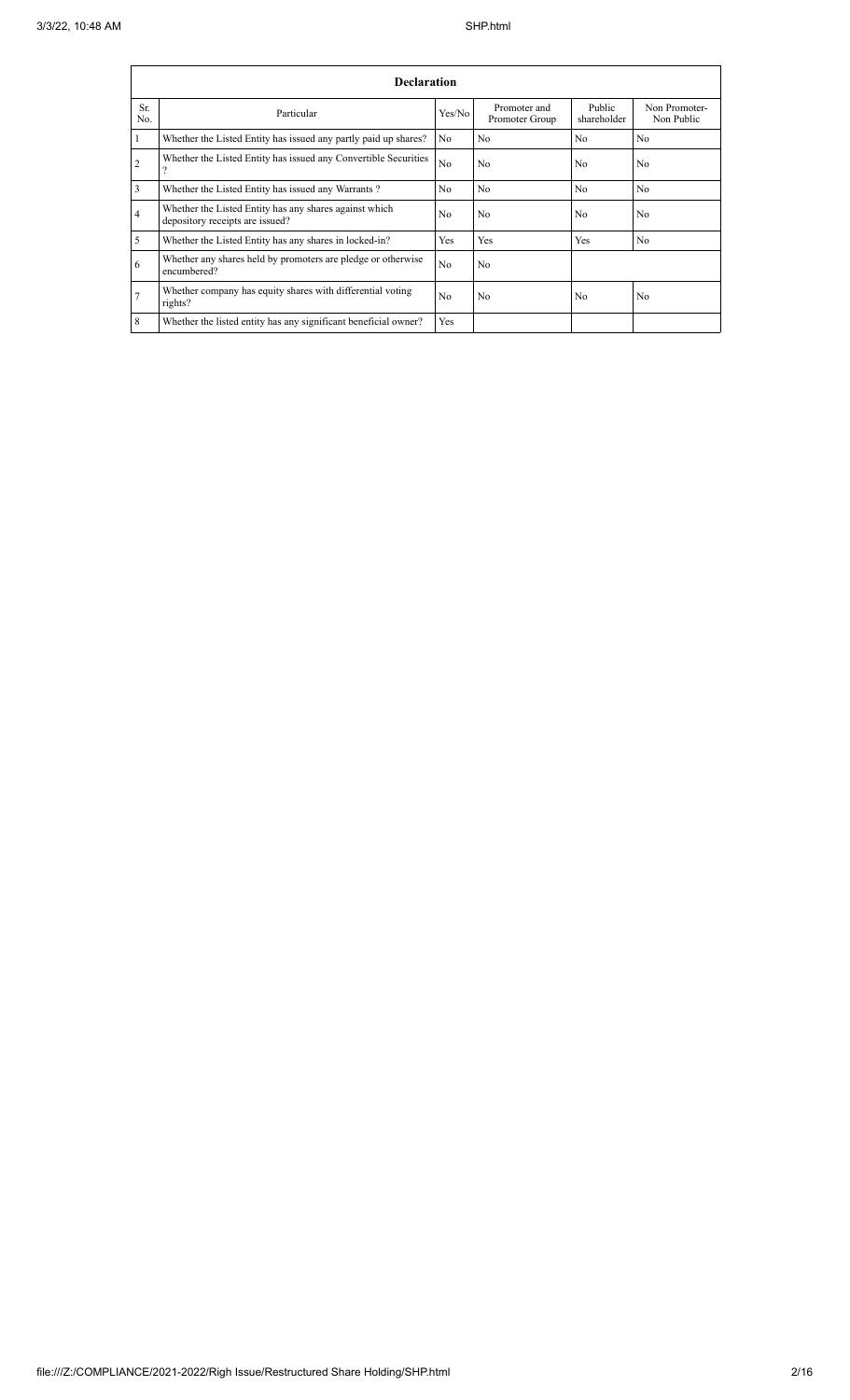| Declaration | | | | | |
|---|---|---|---|---|---|
| Sr. No. | Particular | Yes/No | Promoter and Promoter Group | Public shareholder | Non Promoter- Non Public |
| 1 | Whether the Listed Entity has issued any partly paid up shares? | No | No | No | No |
| 2 | Whether the Listed Entity has issued any Convertible Securities ? | No | No | No | No |
| 3 | Whether the Listed Entity has issued any Warrants ? | No | No | No | No |
| 4 | Whether the Listed Entity has any shares against which depository receipts are issued? | No | No | No | No |
| 5 | Whether the Listed Entity has any shares in locked-in? | Yes | Yes | Yes | No |
| 6 | Whether any shares held by promoters are pledge or otherwise encumbered? | No | No | | |
| 7 | Whether company has equity shares with differential voting rights? | No | No | No | No |
| 8 | Whether the listed entity has any significant beneficial owner? | Yes | | | |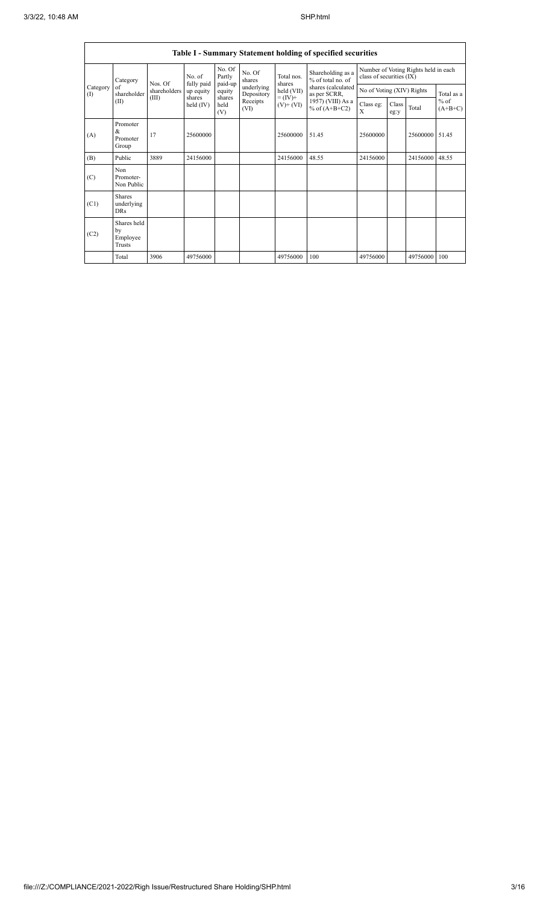## Table I - Summary Statement holding of specified securities

| Category (I) | Category of shareholder (II) | Nos. Of shareholders (III) | No. of fully paid up equity shares held (IV) | No. Of Partly paid-up equity shares held (V) | No. Of shares underlying Depository Receipts (VI) | Total nos. shares held (VII) = (IV)+ (V)+ (VI) | Shareholding as a % of total no. of shares (calculated as per SCRR, 1957) (VIII) As a % of (A+B+C2) | Number of Voting Rights held in each class of securities (IX) | | | |
|---|---|---|---|---|---|---|---|---|---|---|---|
| | | | | | | | | No of Voting (XIV) Rights | | | Total as a % of (A+B+C) |
| | | | | | | | | Class eg: X | Class eg:y | Total | |
| (A) | Promoter & Promoter Group | 17 | 25600000 | | | 25600000 | 51.45 | 25600000 | | 25600000 | 51.45 |
| (B) | Public | 3889 | 24156000 | | | 24156000 | 48.55 | 24156000 | | 24156000 | 48.55 |
| (C) | Non Promoter- Non Public | | | | | | | | | | |
| (C1) | Shares underlying DRs | | | | | | | | | | |
| (C2) | Shares held by Employee Trusts | | | | | | | | | | |
| | Total | 3906 | 49756000 | | | 49756000 | 100 | 49756000 | | 49756000 | 100 |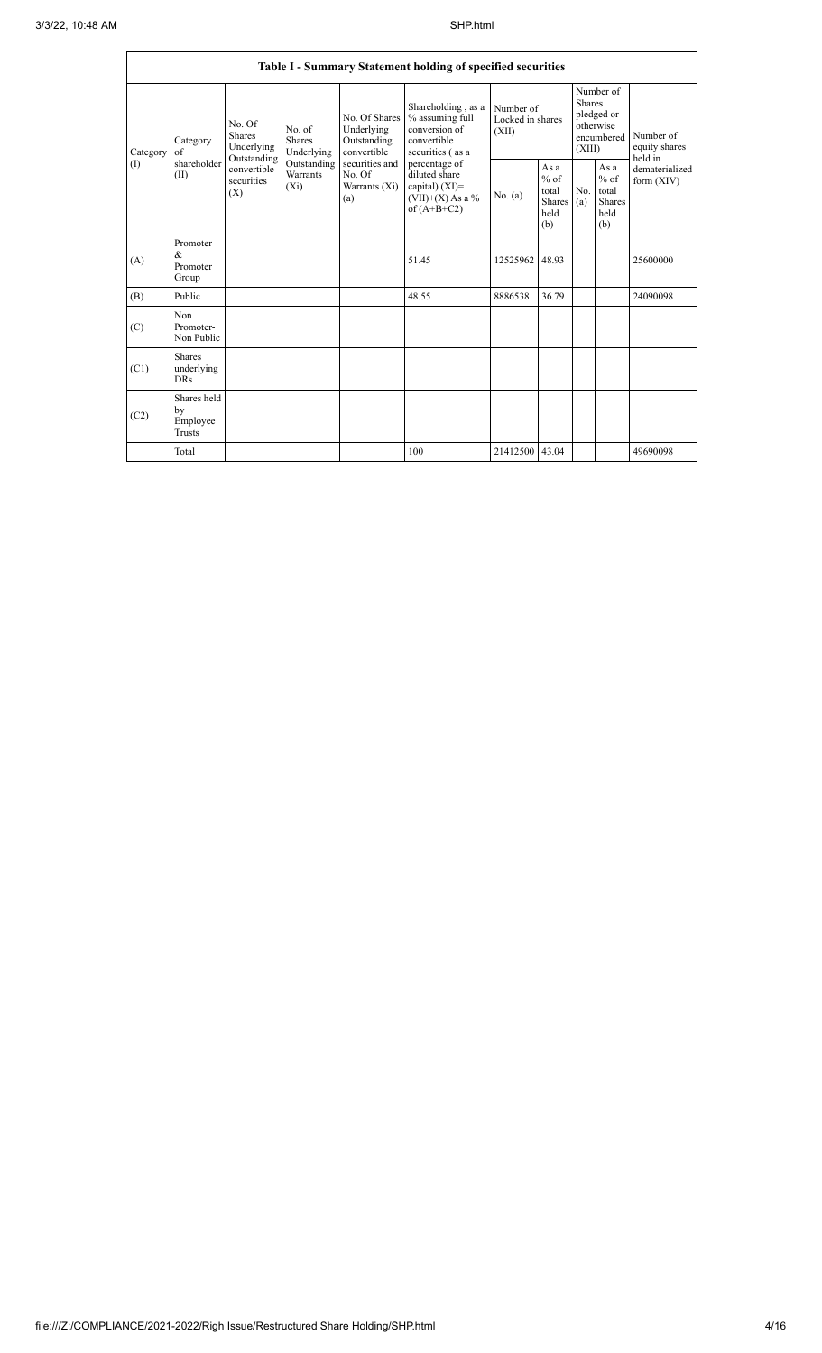## Table I - Summary Statement holding of specified securities

| Category (I) | Category of shareholder (II) | No. Of Shares Underlying Outstanding convertible securities (X) | No. of Shares Underlying Outstanding Warrants (Xi) | No. Of Shares Underlying Outstanding convertible securities and No. Of Warrants (Xi) (a) | Shareholding , as a % assuming full conversion of convertible securities ( as a percentage of diluted share capital) (XI)= (VII)+(X) As a % of (A+B+C2) | Number of Locked in shares (XII) | | Number of Shares pledged or otherwise encumbered (XIII) | | Number of equity shares held in dematerialized form (XIV) |
|---|---|---|---|---|---|---|---|---|---|---|
| | | | | | | No. (a) | As a % of total Shares held (b) | No. (a) | As a % of total Shares held (b) | |
| (A) | Promoter & Promoter Group | | | | 51.45 | 12525962 | 48.93 | | | 25600000 |
| (B) | Public | | | | 48.55 | 8886538 | 36.79 | | | 24090098 |
| (C) | Non Promoter- Non Public | | | | | | | | | |
| (C1) | Shares underlying DRs | | | | | | | | | |
| (C2) | Shares held by Employee Trusts | | | | | | | | | |
| | Total | | | | 100 | 21412500 | 43.04 | | | 49690098 |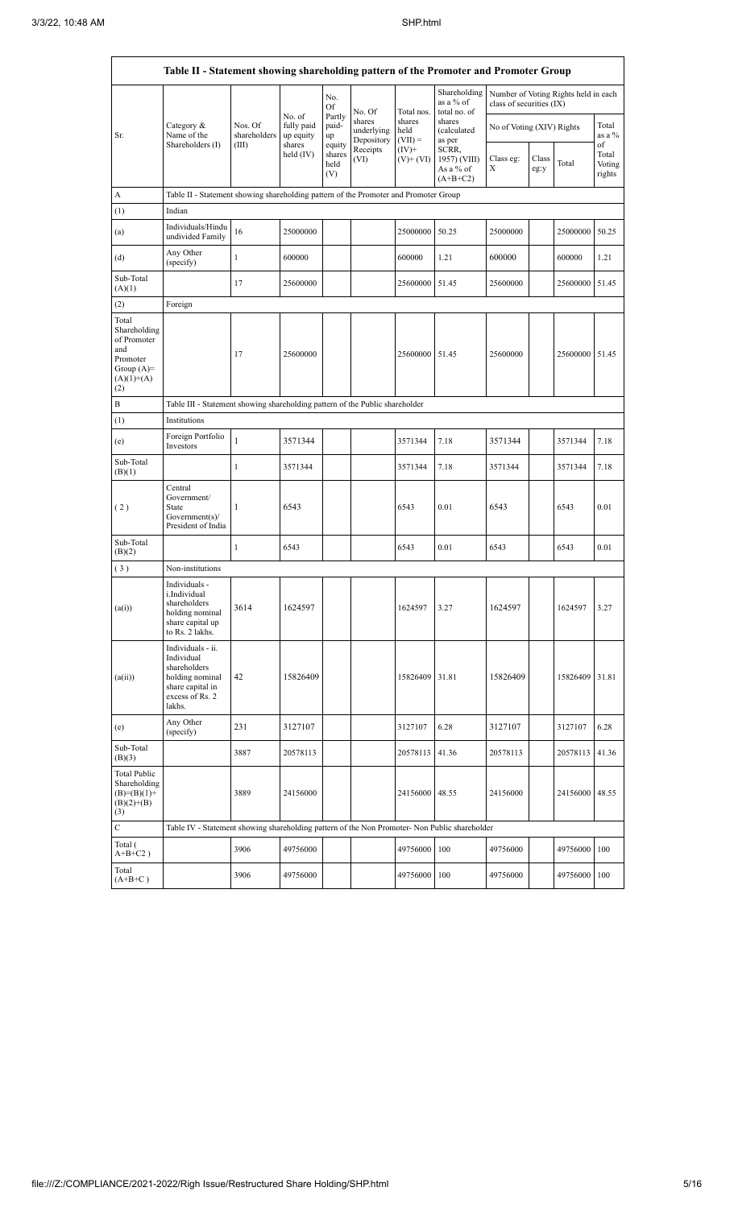| Table II - Statement showing shareholding pattern of the Promoter and Promoter Group | | | | | | | | | | | |
|---|---|---|---|---|---|---|---|---|---|---|---|
| Sr. | Category & Name of the Shareholders (I) | Nos. Of shareholders (III) | No. of fully paid up equity shares held (IV) | No. Of Partly paid-up equity shares held (V) | No. Of shares underlying Depository Receipts (VI) | Total nos. shares held (VII) = (IV)+ (V)+ (VI) | Shareholding as a % of total no. of shares (calculated as per SCRR, 1957) (VIII) As a % of (A+B+C2) | Number of Voting Rights held in each class of securities (IX) | | | |
| | | | | | | | | No of Voting (XIV) Rights | | | Total as a % of Total Voting rights |
| | | | | | | | | Class eg: X | Class eg:y | Total | |
| A | Table II - Statement showing shareholding pattern of the Promoter and Promoter Group | | | | | | | | | | |
| (1) | Indian | | | | | | | | | | |
| (a) | Individuals/Hindu undivided Family | 16 | 25000000 | | | 25000000 | 50.25 | 25000000 | | 25000000 | 50.25 |
| (d) | Any Other (specify) | 1 | 600000 | | | 600000 | 1.21 | 600000 | | 600000 | 1.21 |
| Sub-Total (A)(1) | | 17 | 25600000 | | | 25600000 | 51.45 | 25600000 | | 25600000 | 51.45 |
| (2) | Foreign | | | | | | | | | | |
| Total Shareholding of Promoter and Promoter Group (A)=(A)(1)+(A)(2) | | 17 | 25600000 | | | 25600000 | 51.45 | 25600000 | | 25600000 | 51.45 |
| B | Table III - Statement showing shareholding pattern of the Public shareholder | | | | | | | | | | |
| (1) | Institutions | | | | | | | | | | |
| (e) | Foreign Portfolio Investors | 1 | 3571344 | | | 3571344 | 7.18 | 3571344 | | 3571344 | 7.18 |
| Sub-Total (B)(1) | | 1 | 3571344 | | | 3571344 | 7.18 | 3571344 | | 3571344 | 7.18 |
| (2) | Central Government/ State Government(s)/ President of India | 1 | 6543 | | | 6543 | 0.01 | 6543 | | 6543 | 0.01 |
| Sub-Total (B)(2) | | 1 | 6543 | | | 6543 | 0.01 | 6543 | | 6543 | 0.01 |
| (3) | Non-institutions | | | | | | | | | | |
| (a(i)) | Individuals - i.Individual shareholders holding nominal share capital up to Rs. 2 lakhs. | 3614 | 1624597 | | | 1624597 | 3.27 | 1624597 | | 1624597 | 3.27 |
| (a(ii)) | Individuals - ii. Individual shareholders holding nominal share capital in excess of Rs. 2 lakhs. | 42 | 15826409 | | | 15826409 | 31.81 | 15826409 | | 15826409 | 31.81 |
| (e) | Any Other (specify) | 231 | 3127107 | | | 3127107 | 6.28 | 3127107 | | 3127107 | 6.28 |
| Sub-Total (B)(3) | | 3887 | 20578113 | | | 20578113 | 41.36 | 20578113 | | 20578113 | 41.36 |
| Total Public Shareholding (B)=(B)(1)+(B)(2)+(B)(3) | | 3889 | 24156000 | | | 24156000 | 48.55 | 24156000 | | 24156000 | 48.55 |
| C | Table IV - Statement showing shareholding pattern of the Non Promoter- Non Public shareholder | | | | | | | | | | |
| Total ( A+B+C2 ) | | 3906 | 49756000 | | | 49756000 | 100 | 49756000 | | 49756000 | 100 |
| Total (A+B+C ) | | 3906 | 49756000 | | | 49756000 | 100 | 49756000 | | 49756000 | 100 |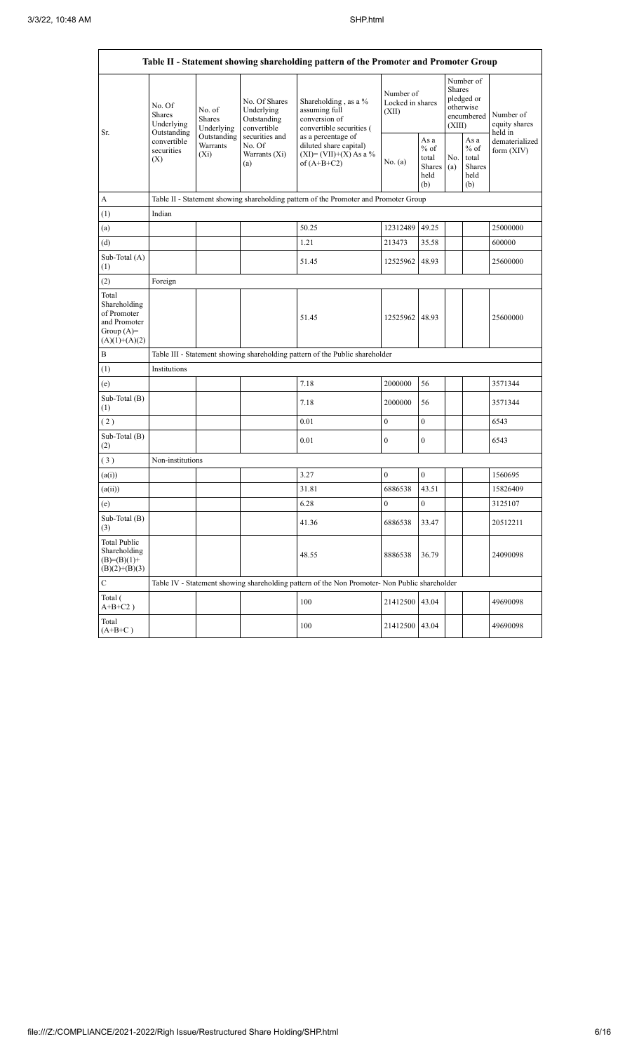| Table II - Statement showing shareholding pattern of the Promoter and Promoter Group | | | | | | | | | | |
|---|---|---|---|---|---|---|---|---|---|---|
| Sr. | No. Of Shares Underlying Outstanding convertible securities (X) | No. of Shares Underlying Outstanding Warrants (Xi) | No. Of Shares Underlying Outstanding convertible securities and No. Of Warrants (Xi) (a) | Shareholding , as a % assuming full conversion of convertible securities ( as a percentage of diluted share capital) (XI)= (VII)+(X) As a % of (A+B+C2) | Number of Locked in shares (XII) | | Number of Shares pledged or otherwise encumbered (XIII) | | Number of equity shares held in dematerialized form (XIV) |
| | | | | | No. (a) | As a % of total Shares held (b) | No. (a) | As a % of total Shares held (b) | |
| A | Table II - Statement showing shareholding pattern of the Promoter and Promoter Group | | | | | | | | |
| (1) | Indian | | | | | | | | |
| (a) | | | | 50.25 | 12312489 | 49.25 | | | 25000000 |
| (d) | | | | 1.21 | 213473 | 35.58 | | | 600000 |
| Sub-Total (A) (1) | | | | 51.45 | 12525962 | 48.93 | | | 25600000 |
| (2) | Foreign | | | | | | | | |
| Total Shareholding of Promoter and Promoter Group (A)= (A)(1)+(A)(2) | | | | 51.45 | 12525962 | 48.93 | | | 25600000 |
| B | Table III - Statement showing shareholding pattern of the Public shareholder | | | | | | | | |
| (1) | Institutions | | | | | | | | |
| (e) | | | | 7.18 | 2000000 | 56 | | | 3571344 |
| Sub-Total (B) (1) | | | | 7.18 | 2000000 | 56 | | | 3571344 |
| ( 2 ) | | | | 0.01 | 0 | 0 | | | 6543 |
| Sub-Total (B) (2) | | | | 0.01 | 0 | 0 | | | 6543 |
| ( 3 ) | Non-institutions | | | | | | | | |
| (a(i)) | | | | 3.27 | 0 | 0 | | | 1560695 |
| (a(ii)) | | | | 31.81 | 6886538 | 43.51 | | | 15826409 |
| (e) | | | | 6.28 | 0 | 0 | | | 3125107 |
| Sub-Total (B) (3) | | | | 41.36 | 6886538 | 33.47 | | | 20512211 |
| Total Public Shareholding (B)=(B)(1)+ (B)(2)+(B)(3) | | | | 48.55 | 8886538 | 36.79 | | | 24090098 |
| C | Table IV - Statement showing shareholding pattern of the Non Promoter- Non Public shareholder | | | | | | | | |
| Total ( A+B+C2 ) | | | | 100 | 21412500 | 43.04 | | | 49690098 |
| Total (A+B+C ) | | | | 100 | 21412500 | 43.04 | | | 49690098 |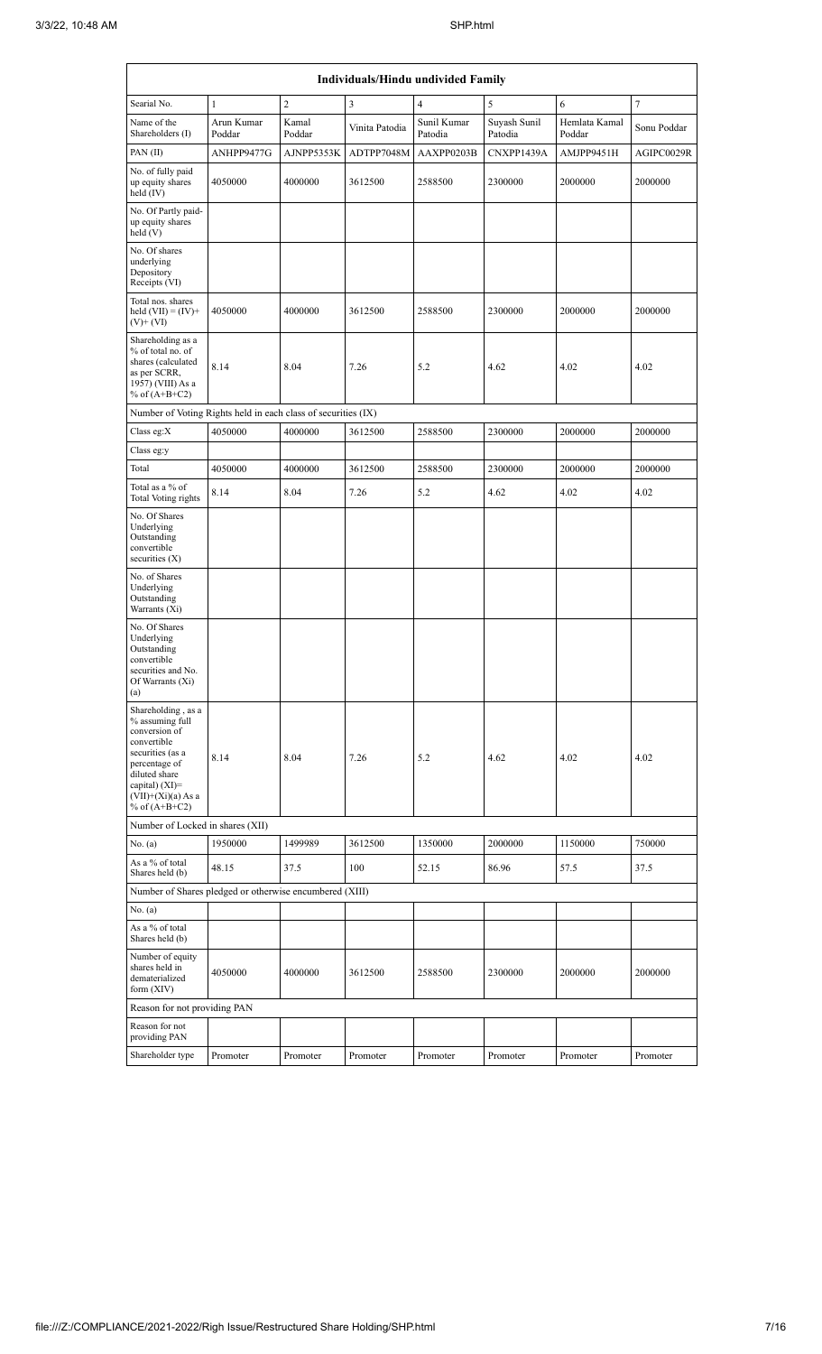| Individuals/Hindu undivided Family | | | | | | | |
|---|---|---|---|---|---|---|---|
| Searial No. | 1 | 2 | 3 | 4 | 5 | 6 | 7 |
| Name of the Shareholders (I) | Arun Kumar Poddar | Kamal Poddar | Vinita Patodia | Sunil Kumar Patodia | Suyash Sunil Patodia | Hemlata Kamal Poddar | Sonu Poddar |
| PAN (II) | ANHPP9477G | AJNPP5353K | ADTPP7048M | AAXPP0203B | CNXPP1439A | AMJPP9451H | AGIPC0029R |
| No. of fully paid up equity shares held (IV) | 4050000 | 4000000 | 3612500 | 2588500 | 2300000 | 2000000 | 2000000 |
| No. Of Partly paid-up equity shares held (V) | | | | | | | |
| No. Of shares underlying Depository Receipts (VI) | | | | | | | |
| Total nos. shares held (VII) = (IV)+ (V)+ (VI) | 4050000 | 4000000 | 3612500 | 2588500 | 2300000 | 2000000 | 2000000 |
| Shareholding as a % of total no. of shares (calculated as per SCRR, 1957) (VIII) As a % of (A+B+C2) | 8.14 | 8.04 | 7.26 | 5.2 | 4.62 | 4.02 | 4.02 |
| Number of Voting Rights held in each class of securities (IX) | | | | | | | |
| Class eg:X | 4050000 | 4000000 | 3612500 | 2588500 | 2300000 | 2000000 | 2000000 |
| Class eg:y | | | | | | | |
| Total | 4050000 | 4000000 | 3612500 | 2588500 | 2300000 | 2000000 | 2000000 |
| Total as a % of Total Voting rights | 8.14 | 8.04 | 7.26 | 5.2 | 4.62 | 4.02 | 4.02 |
| No. Of Shares Underlying Outstanding convertible securities (X) | | | | | | | |
| No. of Shares Underlying Outstanding Warrants (Xi) | | | | | | | |
| No. Of Shares Underlying Outstanding convertible securities and No. Of Warrants (Xi) (a) | | | | | | | |
| Shareholding , as a % assuming full conversion of convertible securities (as a percentage of diluted share capital) (XI)= (VII)+(Xi)(a) As a % of (A+B+C2) | 8.14 | 8.04 | 7.26 | 5.2 | 4.62 | 4.02 | 4.02 |
| Number of Locked in shares (XII) | | | | | | | |
| No. (a) | 1950000 | 1499989 | 3612500 | 1350000 | 2000000 | 1150000 | 750000 |
| As a % of total Shares held (b) | 48.15 | 37.5 | 100 | 52.15 | 86.96 | 57.5 | 37.5 |
| Number of Shares pledged or otherwise encumbered (XIII) | | | | | | | |
| No. (a) | | | | | | | |
| As a % of total Shares held (b) | | | | | | | |
| Number of equity shares held in dematerialized form (XIV) | 4050000 | 4000000 | 3612500 | 2588500 | 2300000 | 2000000 | 2000000 |
| Reason for not providing PAN | | | | | | | |
| Reason for not providing PAN | | | | | | | |
| Shareholder type | Promoter | Promoter | Promoter | Promoter | Promoter | Promoter | Promoter |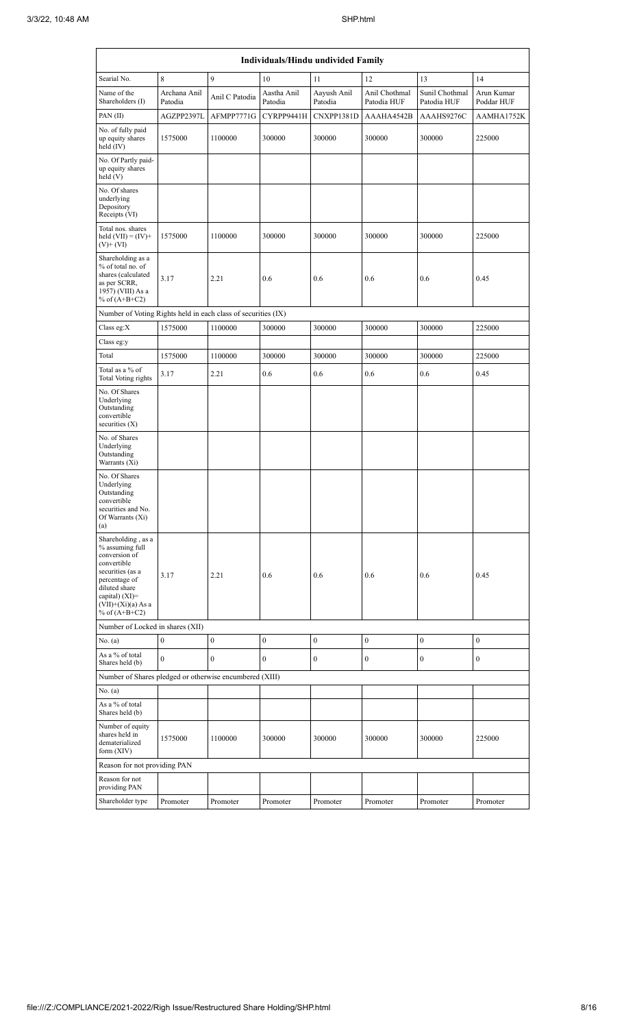| Individuals/Hindu undivided Family | | | | | | | |
|---|---|---|---|---|---|---|---|
| Searial No. | 8 | 9 | 10 | 11 | 12 | 13 | 14 |
| Name of the Shareholders (I) | Archana Anil Patodia | Anil C Patodia | Aastha Anil Patodia | Aayush Anil Patodia | Anil Chothmal Patodia HUF | Sunil Chothmal Patodia HUF | Arun Kumar Poddar HUF |
| PAN (II) | AGZPP2397L | AFMPP7771G | CYRPP9441H | CNXPP1381D | AAAHA4542B | AAAHS9276C | AAMHA1752K |
| No. of fully paid up equity shares held (IV) | 1575000 | 1100000 | 300000 | 300000 | 300000 | 300000 | 225000 |
| No. Of Partly paid-up equity shares held (V) | | | | | | | |
| No. Of shares underlying Depository Receipts (VI) | | | | | | | |
| Total nos. shares held (VII) = (IV)+(V)+ (VI) | 1575000 | 1100000 | 300000 | 300000 | 300000 | 300000 | 225000 |
| Shareholding as a % of total no. of shares (calculated as per SCRR, 1957) (VIII) As a % of (A+B+C2) | 3.17 | 2.21 | 0.6 | 0.6 | 0.6 | 0.6 | 0.45 |
| Number of Voting Rights held in each class of securities (IX) | | | | | | | |
| Class eg:X | 1575000 | 1100000 | 300000 | 300000 | 300000 | 300000 | 225000 |
| Class eg:y | | | | | | | |
| Total | 1575000 | 1100000 | 300000 | 300000 | 300000 | 300000 | 225000 |
| Total as a % of Total Voting rights | 3.17 | 2.21 | 0.6 | 0.6 | 0.6 | 0.6 | 0.45 |
| No. Of Shares Underlying Outstanding convertible securities (X) | | | | | | | |
| No. of Shares Underlying Outstanding Warrants (Xi) | | | | | | | |
| No. Of Shares Underlying Outstanding convertible securities and No. Of Warrants (Xi) (a) | | | | | | | |
| Shareholding , as a % assuming full conversion of convertible securities (as a percentage of diluted share capital) (XI)= (VII)+(Xi)(a) As a % of (A+B+C2) | 3.17 | 2.21 | 0.6 | 0.6 | 0.6 | 0.6 | 0.45 |
| Number of Locked in shares (XII) | | | | | | | |
| No. (a) | 0 | 0 | 0 | 0 | 0 | 0 | 0 |
| As a % of total Shares held (b) | 0 | 0 | 0 | 0 | 0 | 0 | 0 |
| Number of Shares pledged or otherwise encumbered (XIII) | | | | | | | |
| No. (a) | | | | | | | |
| As a % of total Shares held (b) | | | | | | | |
| Number of equity shares held in dematerialized form (XIV) | 1575000 | 1100000 | 300000 | 300000 | 300000 | 300000 | 225000 |
| Reason for not providing PAN | | | | | | | |
| Reason for not providing PAN | | | | | | | |
| Shareholder type | Promoter | Promoter | Promoter | Promoter | Promoter | Promoter | Promoter |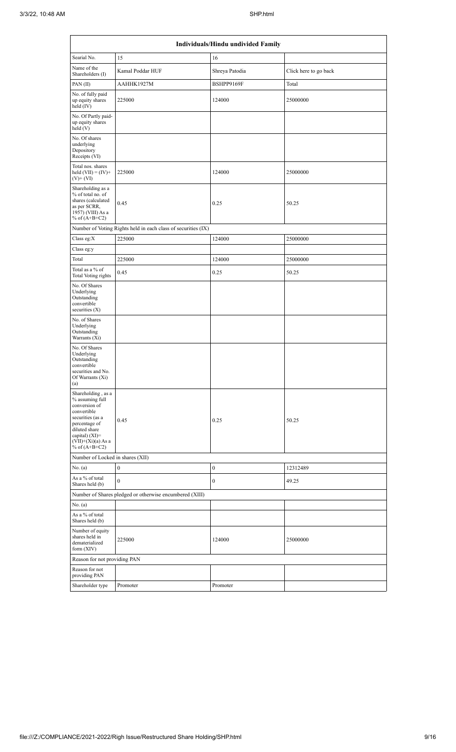| Individuals/Hindu undivided Family | | | |
|---|---|---|---|
| Searial No. | 15 | 16 | |
| Name of the Shareholders (I) | Kamal Poddar HUF | Shreya Patodia | Click here to go back |
| PAN (II) | AAHHK1927M | BSHPP9169F | Total |
| No. of fully paid up equity shares held (IV) | 225000 | 124000 | 25000000 |
| No. Of Partly paid-up equity shares held (V) | | | |
| No. Of shares underlying Depository Receipts (VI) | | | |
| Total nos. shares held (VII) = (IV)+ (V)+ (VI) | 225000 | 124000 | 25000000 |
| Shareholding as a % of total no. of shares (calculated as per SCRR, 1957) (VIII) As a % of (A+B+C2) | 0.45 | 0.25 | 50.25 |
| Number of Voting Rights held in each class of securities (IX) | | | |
| Class eg:X | 225000 | 124000 | 25000000 |
| Class eg:y | | | |
| Total | 225000 | 124000 | 25000000 |
| Total as a % of Total Voting rights | 0.45 | 0.25 | 50.25 |
| No. Of Shares Underlying Outstanding convertible securities (X) | | | |
| No. of Shares Underlying Outstanding Warrants (Xi) | | | |
| No. Of Shares Underlying Outstanding convertible securities and No. Of Warrants (Xi) (a) | | | |
| Shareholding , as a % assuming full conversion of convertible securities (as a percentage of diluted share capital) (XI)= (VII)+(Xi)(a) As a % of (A+B+C2) | 0.45 | 0.25 | 50.25 |
| Number of Locked in shares (XII) | | | |
| No. (a) | 0 | 0 | 12312489 |
| As a % of total Shares held (b) | 0 | 0 | 49.25 |
| Number of Shares pledged or otherwise encumbered (XIII) | | | |
| No. (a) | | | |
| As a % of total Shares held (b) | | | |
| Number of equity shares held in dematerialized form (XIV) | 225000 | 124000 | 25000000 |
| Reason for not providing PAN | | | |
| Reason for not providing PAN | | | |
| Shareholder type | Promoter | Promoter | |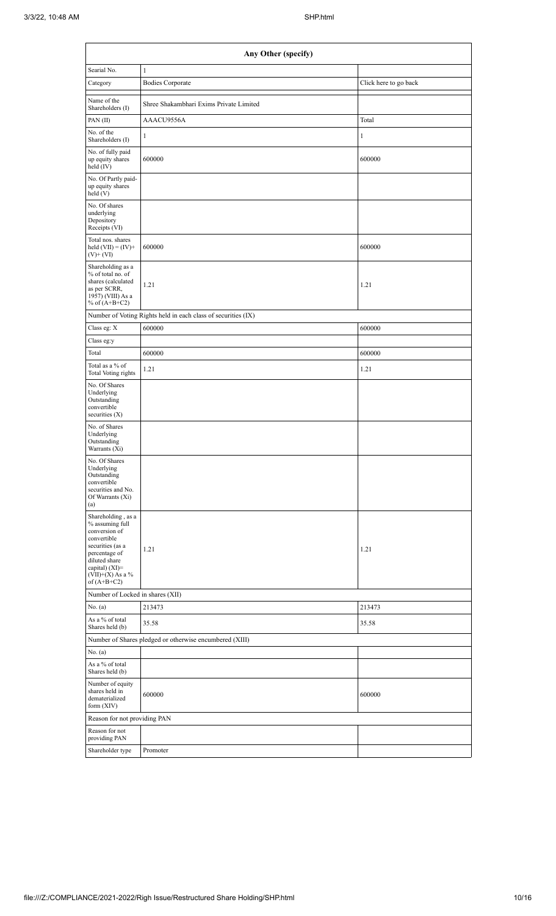| Any Other (specify) | | |
|---|---|---|
| Searial No. | 1 | |
| Category | Bodies Corporate | Click here to go back |
| Name of the Shareholders (I) | Shree Shakambhari Exims Private Limited | |
| PAN (II) | AAACU9556A | Total |
| No. of the Shareholders (I) | 1 | 1 |
| No. of fully paid up equity shares held (IV) | 600000 | 600000 |
| No. Of Partly paid-up equity shares held (V) | | |
| No. Of shares underlying Depository Receipts (VI) | | |
| Total nos. shares held (VII) = (IV)+(V)+ (VI) | 600000 | 600000 |
| Shareholding as a % of total no. of shares (calculated as per SCRR, 1957) (VIII) As a % of (A+B+C2) | 1.21 | 1.21 |
| Number of Voting Rights held in each class of securities (IX) | | |
| Class eg: X | 600000 | 600000 |
| Class eg:y | | |
| Total | 600000 | 600000 |
| Total as a % of Total Voting rights | 1.21 | 1.21 |
| No. Of Shares Underlying Outstanding convertible securities (X) | | |
| No. of Shares Underlying Outstanding Warrants (Xi) | | |
| No. Of Shares Underlying Outstanding convertible securities and No. Of Warrants (Xi) (a) | | |
| Shareholding , as a % assuming full conversion of convertible securities (as a percentage of diluted share capital) (XI)= (VII)+(X) As a % of (A+B+C2) | 1.21 | 1.21 |
| Number of Locked in shares (XII) | | |
| No. (a) | 213473 | 213473 |
| As a % of total Shares held (b) | 35.58 | 35.58 |
| Number of Shares pledged or otherwise encumbered (XIII) | | |
| No. (a) | | |
| As a % of total Shares held (b) | | |
| Number of equity shares held in dematerialized form (XIV) | 600000 | 600000 |
| Reason for not providing PAN | | |
| Reason for not providing PAN | | |
| Shareholder type | Promoter | |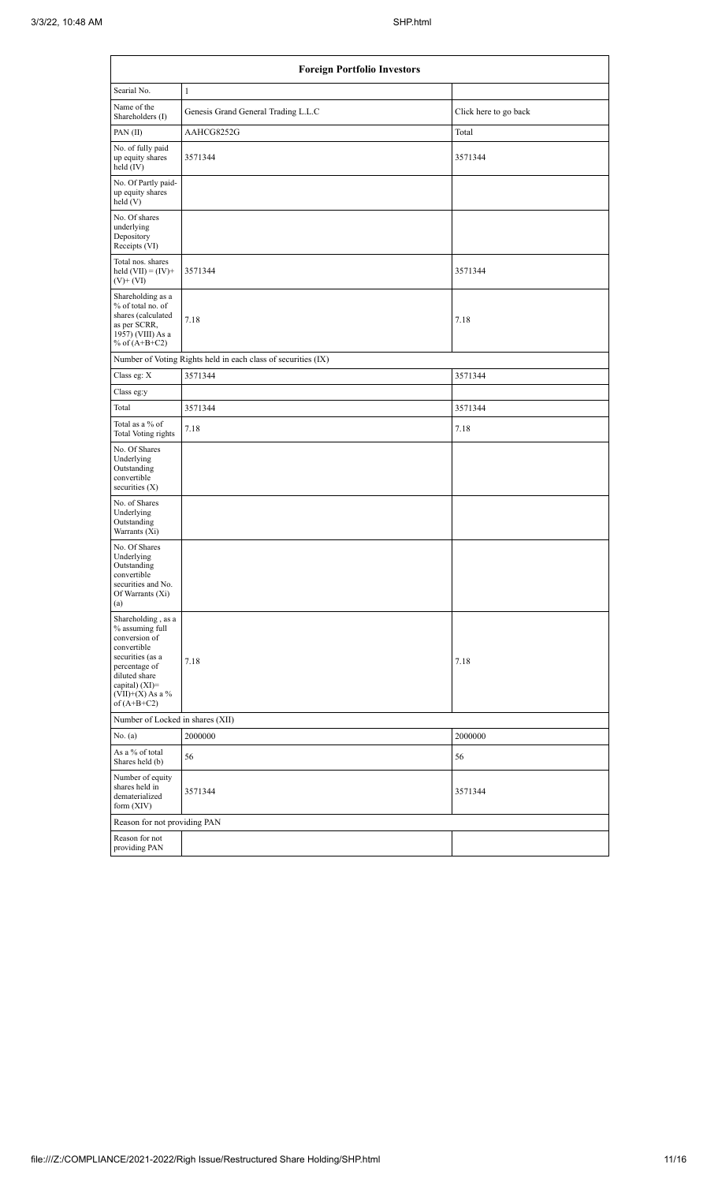| Foreign Portfolio Investors | | |
|---|---|---|
| Searial No. | 1 | |
| Name of the Shareholders (I) | Genesis Grand General Trading L.L.C | Click here to go back |
| PAN (II) | AAHCG8252G | Total |
| No. of fully paid up equity shares held (IV) | 3571344 | 3571344 |
| No. Of Partly paid-up equity shares held (V) | | |
| No. Of shares underlying Depository Receipts (VI) | | |
| Total nos. shares held (VII) = (IV)+(V)+ (VI) | 3571344 | 3571344 |
| Shareholding as a % of total no. of shares (calculated as per SCRR, 1957) (VIII) As a % of (A+B+C2) | 7.18 | 7.18 |
| Number of Voting Rights held in each class of securities (IX) | | |
| Class eg: X | 3571344 | 3571344 |
| Class eg:y | | |
| Total | 3571344 | 3571344 |
| Total as a % of Total Voting rights | 7.18 | 7.18 |
| No. Of Shares Underlying Outstanding convertible securities (X) | | |
| No. of Shares Underlying Outstanding Warrants (Xi) | | |
| No. Of Shares Underlying Outstanding convertible securities and No. Of Warrants (Xi) (a) | | |
| Shareholding , as a % assuming full conversion of convertible securities (as a percentage of diluted share capital) (XI)= (VII)+(X) As a % of (A+B+C2) | 7.18 | 7.18 |
| Number of Locked in shares (XII) | | |
| No. (a) | 2000000 | 2000000 |
| As a % of total Shares held (b) | 56 | 56 |
| Number of equity shares held in dematerialized form (XIV) | 3571344 | 3571344 |
| Reason for not providing PAN | | |
| Reason for not providing PAN | | |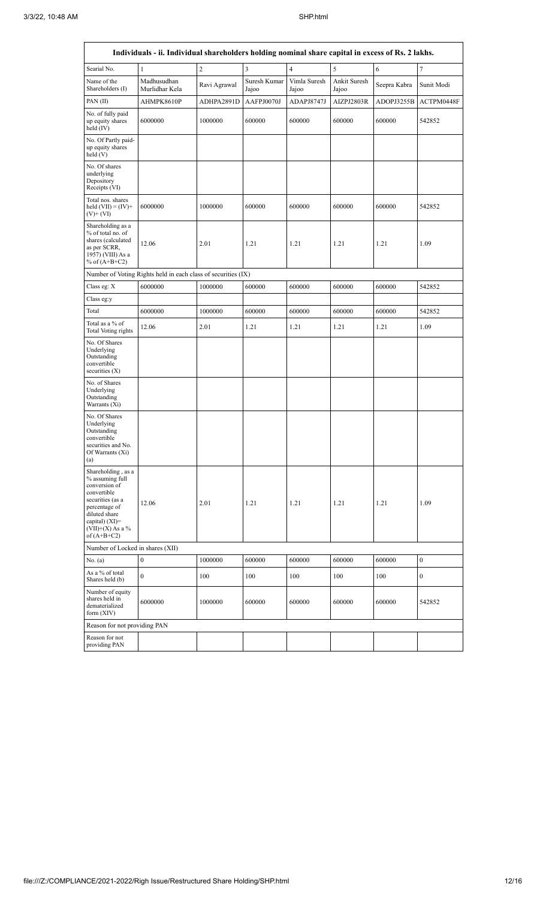| Individuals - ii. Individual shareholders holding nominal share capital in excess of Rs. 2 lakhs. | | | | | | | |
|---|---|---|---|---|---|---|---|
| Searial No. | 1 | 2 | 3 | 4 | 5 | 6 | 7 |
| Name of the Shareholders (I) | Madhusudhan Murlidhar Kela | Ravi Agrawal | Suresh Kumar Jajoo | Vimla Suresh Jajoo | Ankit Suresh Jajoo | Seepra Kabra | Sunit Modi |
| PAN (II) | AHMPK8610P | ADHPA2891D | AAFPJ0070J | ADAPJ8747J | AIZPJ2803R | ADOPJ3255B | ACTPM0448F |
| No. of fully paid up equity shares held (IV) | 6000000 | 1000000 | 600000 | 600000 | 600000 | 600000 | 542852 |
| No. Of Partly paid-up equity shares held (V) | | | | | | | |
| No. Of shares underlying Depository Receipts (VI) | | | | | | | |
| Total nos. shares held (VII) = (IV)+ (V)+ (VI) | 6000000 | 1000000 | 600000 | 600000 | 600000 | 600000 | 542852 |
| Shareholding as a % of total no. of shares (calculated as per SCRR, 1957) (VIII) As a % of (A+B+C2) | 12.06 | 2.01 | 1.21 | 1.21 | 1.21 | 1.21 | 1.09 |
| Number of Voting Rights held in each class of securities (IX) | | | | | | | |
| Class eg: X | 6000000 | 1000000 | 600000 | 600000 | 600000 | 600000 | 542852 |
| Class eg:y | | | | | | | |
| Total | 6000000 | 1000000 | 600000 | 600000 | 600000 | 600000 | 542852 |
| Total as a % of Total Voting rights | 12.06 | 2.01 | 1.21 | 1.21 | 1.21 | 1.21 | 1.09 |
| No. Of Shares Underlying Outstanding convertible securities (X) | | | | | | | |
| No. of Shares Underlying Outstanding Warrants (Xi) | | | | | | | |
| No. Of Shares Underlying Outstanding convertible securities and No. Of Warrants (Xi) (a) | | | | | | | |
| Shareholding , as a % assuming full conversion of convertible securities (as a percentage of diluted share capital) (XI)= (VII)+(X) As a % of (A+B+C2) | 12.06 | 2.01 | 1.21 | 1.21 | 1.21 | 1.21 | 1.09 |
| Number of Locked in shares (XII) | | | | | | | |
| No. (a) | 0 | 1000000 | 600000 | 600000 | 600000 | 600000 | 0 |
| As a % of total Shares held (b) | 0 | 100 | 100 | 100 | 100 | 100 | 0 |
| Number of equity shares held in dematerialized form (XIV) | 6000000 | 1000000 | 600000 | 600000 | 600000 | 600000 | 542852 |
| Reason for not providing PAN | | | | | | | |
| Reason for not providing PAN | | | | | | | |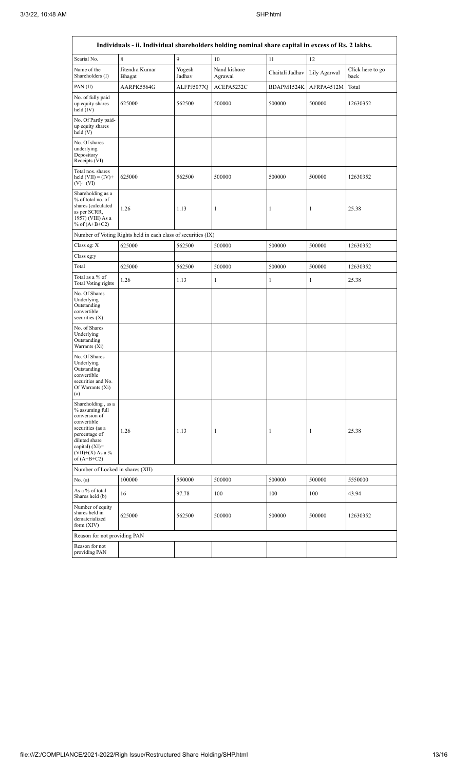| Individuals - ii. Individual shareholders holding nominal share capital in excess of Rs. 2 lakhs. | | | | | | |
|---|---|---|---|---|---|---|
| Searial No. | 8 | 9 | 10 | 11 | 12 | |
| Name of the Shareholders (I) | Jitendra Kumar Bhagat | Yogesh Jadhav | Nand kishore Agrawal | Chaitali Jadhav | Lily Agarwal | Click here to go back |
| PAN (II) | AARPK5564G | ALFPJ5077Q | ACEPA5232C | BDAPM1524K | AFRPA4512M | Total |
| No. of fully paid up equity shares held (IV) | 625000 | 562500 | 500000 | 500000 | 500000 | 12630352 |
| No. Of Partly paid-up equity shares held (V) | | | | | | |
| No. Of shares underlying Depository Receipts (VI) | | | | | | |
| Total nos. shares held (VII) = (IV)+ (V)+ (VI) | 625000 | 562500 | 500000 | 500000 | 500000 | 12630352 |
| Shareholding as a % of total no. of shares (calculated as per SCRR, 1957) (VIII) As a % of (A+B+C2) | 1.26 | 1.13 | 1 | 1 | 1 | 25.38 |
| Number of Voting Rights held in each class of securities (IX) | | | | | | |
| Class eg: X | 625000 | 562500 | 500000 | 500000 | 500000 | 12630352 |
| Class eg:y | | | | | | |
| Total | 625000 | 562500 | 500000 | 500000 | 500000 | 12630352 |
| Total as a % of Total Voting rights | 1.26 | 1.13 | 1 | 1 | 1 | 25.38 |
| No. Of Shares Underlying Outstanding convertible securities (X) | | | | | | |
| No. of Shares Underlying Outstanding Warrants (Xi) | | | | | | |
| No. Of Shares Underlying Outstanding convertible securities and No. Of Warrants (Xi) (a) | | | | | | |
| Shareholding , as a % assuming full conversion of convertible securities (as a percentage of diluted share capital) (XI)= (VII)+(X) As a % of (A+B+C2) | 1.26 | 1.13 | 1 | 1 | 1 | 25.38 |
| Number of Locked in shares (XII) | | | | | | |
| No. (a) | 100000 | 550000 | 500000 | 500000 | 500000 | 5550000 |
| As a % of total Shares held (b) | 16 | 97.78 | 100 | 100 | 100 | 43.94 |
| Number of equity shares held in dematerialized form (XIV) | 625000 | 562500 | 500000 | 500000 | 500000 | 12630352 |
| Reason for not providing PAN | | | | | | |
| Reason for not providing PAN | | | | | | |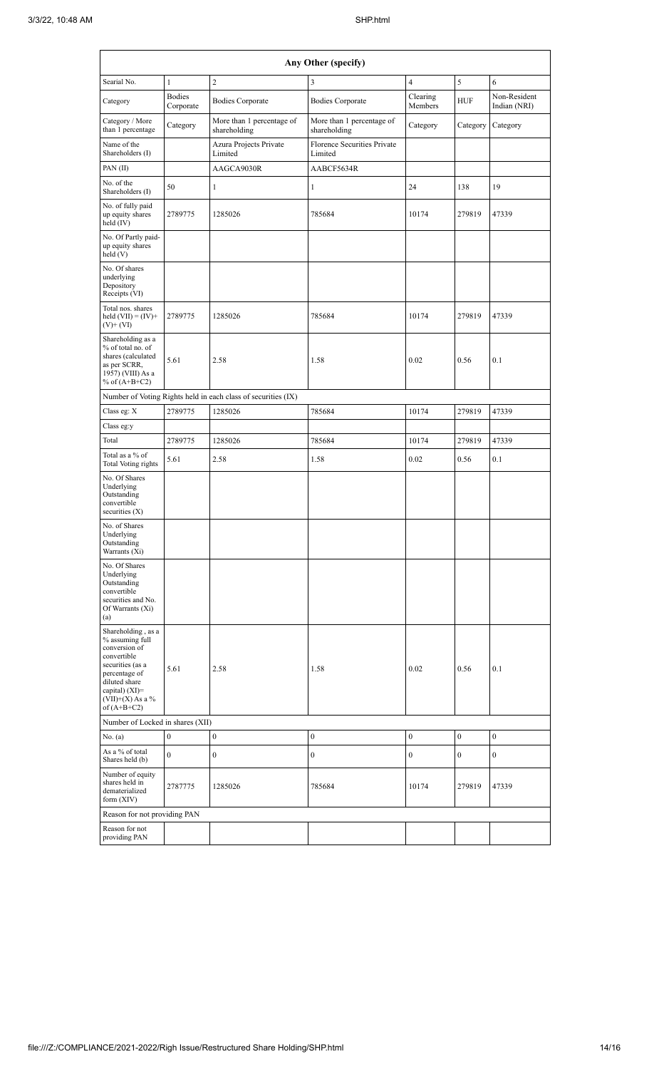| Any Other (specify) | | | | | | |
|---|---|---|---|---|---|---|
| Searial No. | 1 | 2 | 3 | 4 | 5 | 6 |
| Category | Bodies Corporate | Bodies Corporate | Bodies Corporate | Clearing Members | HUF | Non-Resident Indian (NRI) |
| Category / More than 1 percentage | Category | More than 1 percentage of shareholding | More than 1 percentage of shareholding | Category | Category | Category |
| Name of the Shareholders (I) | | Azura Projects Private Limited | Florence Securities Private Limited | | | |
| PAN (II) | | AAGCA9030R | AABCF5634R | | | |
| No. of the Shareholders (I) | 50 | 1 | 1 | 24 | 138 | 19 |
| No. of fully paid up equity shares held (IV) | 2789775 | 1285026 | 785684 | 10174 | 279819 | 47339 |
| No. Of Partly paid-up equity shares held (V) | | | | | | |
| No. Of shares underlying Depository Receipts (VI) | | | | | | |
| Total nos. shares held (VII) = (IV)+(V)+ (VI) | 2789775 | 1285026 | 785684 | 10174 | 279819 | 47339 |
| Shareholding as a % of total no. of shares (calculated as per SCRR, 1957) (VIII) As a % of (A+B+C2) | 5.61 | 2.58 | 1.58 | 0.02 | 0.56 | 0.1 |
| Number of Voting Rights held in each class of securities (IX) | | | | | | |
| Class eg: X | 2789775 | 1285026 | 785684 | 10174 | 279819 | 47339 |
| Class eg:y | | | | | | |
| Total | 2789775 | 1285026 | 785684 | 10174 | 279819 | 47339 |
| Total as a % of Total Voting rights | 5.61 | 2.58 | 1.58 | 0.02 | 0.56 | 0.1 |
| No. Of Shares Underlying Outstanding convertible securities (X) | | | | | | |
| No. of Shares Underlying Outstanding Warrants (Xi) | | | | | | |
| No. Of Shares Underlying Outstanding convertible securities and No. Of Warrants (Xi) (a) | | | | | | |
| Shareholding , as a % assuming full conversion of convertible securities (as a percentage of diluted share capital) (XI)= (VII)+(X) As a % of (A+B+C2) | 5.61 | 2.58 | 1.58 | 0.02 | 0.56 | 0.1 |
| Number of Locked in shares (XII) | | | | | | |
| No. (a) | 0 | 0 | 0 | 0 | 0 | 0 |
| As a % of total Shares held (b) | 0 | 0 | 0 | 0 | 0 | 0 |
| Number of equity shares held in dematerialized form (XIV) | 2787775 | 1285026 | 785684 | 10174 | 279819 | 47339 |
| Reason for not providing PAN | | | | | | |
| Reason for not providing PAN | | | | | | |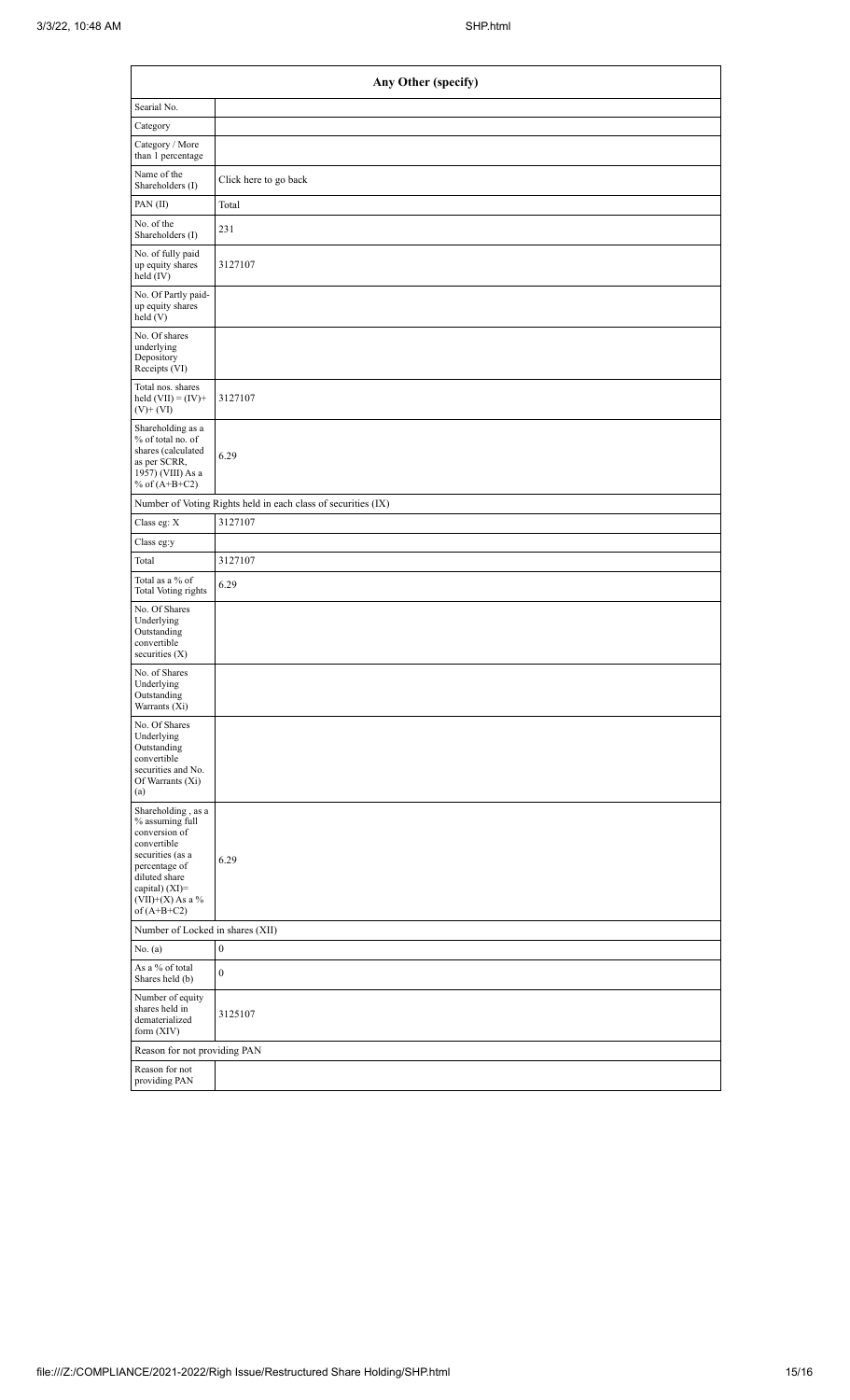| Any Other (specify) | |
|---|---|
| Searial No. | |
| Category | |
| Category / More than 1 percentage | |
| Name of the Shareholders (I) | Click here to go back |
| PAN (II) | Total |
| No. of the Shareholders (I) | 231 |
| No. of fully paid up equity shares held (IV) | 3127107 |
| No. Of Partly paid-up equity shares held (V) | |
| No. Of shares underlying Depository Receipts (VI) | |
| Total nos. shares held (VII) = (IV)+ (V)+ (VI) | 3127107 |
| Shareholding as a % of total no. of shares (calculated as per SCRR, 1957) (VIII) As a % of (A+B+C2) | 6.29 |
| Number of Voting Rights held in each class of securities (IX) | |
| Class eg: X | 3127107 |
| Class eg:y | |
| Total | 3127107 |
| Total as a % of Total Voting rights | 6.29 |
| No. Of Shares Underlying Outstanding convertible securities (X) | |
| No. of Shares Underlying Outstanding Warrants (Xi) | |
| No. Of Shares Underlying Outstanding convertible securities and No. Of Warrants (Xi) (a) | |
| Shareholding , as a % assuming full conversion of convertible securities (as a percentage of diluted share capital) (XI)= (VII)+(X) As a % of (A+B+C2) | 6.29 |
| Number of Locked in shares (XII) | |
| No. (a) | 0 |
| As a % of total Shares held (b) | 0 |
| Number of equity shares held in dematerialized form (XIV) | 3125107 |
| Reason for not providing PAN | |
| Reason for not providing PAN | |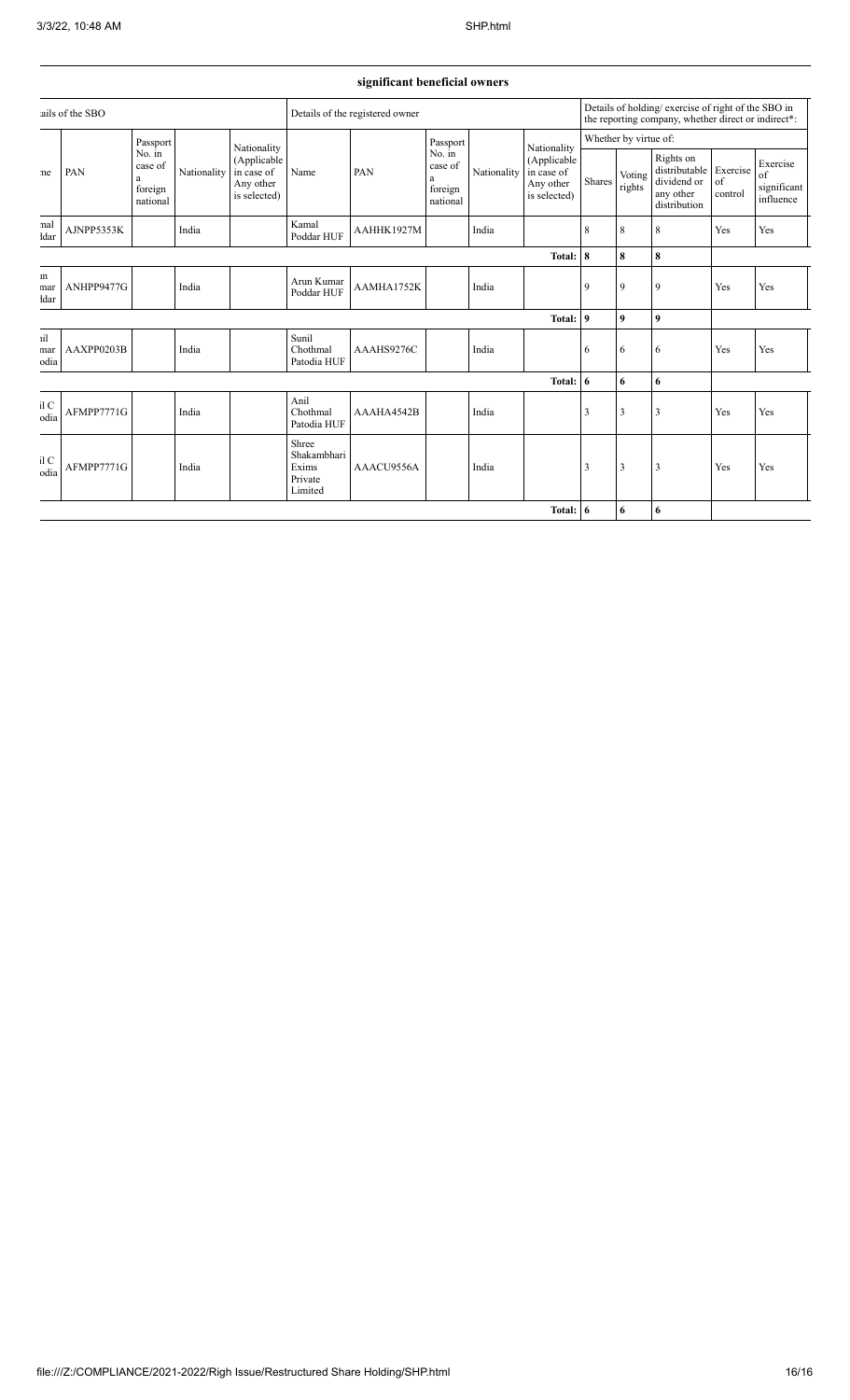# significant beneficial owners

| ails of the SBO | | | | | Details of the registered owner | | | | | Details of holding/ exercise of right of the SBO in the reporting company, whether direct or indirect*: | | | | |
|---|---|---|---|---|---|---|---|---|---|---|---|---|---|---|
| | | | | | | | | | | Whether by virtue of: | | | | |
| ne | PAN | Passport No. in case of a foreign national | Nationality | Nationality (Applicable in case of Any other is selected) | Name | PAN | Passport No. in case of a foreign national | Nationality | Nationality (Applicable in case of Any other is selected) | Shares | Voting rights | Rights on distributable dividend or any other distribution | Exercise of control | Exercise of significant influence |
| nal ldar | AJNPP5353K | | India | | Kamal Poddar HUF | AAHHK1927M | | India | | 8 | 8 | 8 | Yes | Yes |
| | | | | | | | | | Total: | 8 | 8 | 8 | | |
| n mar ldar | ANHPP9477G | | India | | Arun Kumar Poddar HUF | AAMHA1752K | | India | | 9 | 9 | 9 | Yes | Yes |
| | | | | | | | | | Total: | 9 | 9 | 9 | | |
| il mar odia | AAXPP0203B | | India | | Sunil Chothmal Patodia HUF | AAAHS9276C | | India | | 6 | 6 | 6 | Yes | Yes |
| | | | | | | | | | Total: | 6 | 6 | 6 | | |
| il C odia | AFMPP7771G | | India | | Anil Chothmal Patodia HUF | AAAHA4542B | | India | | 3 | 3 | 3 | Yes | Yes |
| il C odia | AFMPP7771G | | India | | Shree Shakambhari Exims Private Limited | AAACU9556A | | India | | 3 | 3 | 3 | Yes | Yes |
| | | | | | | | | | Total: | 6 | 6 | 6 | | |